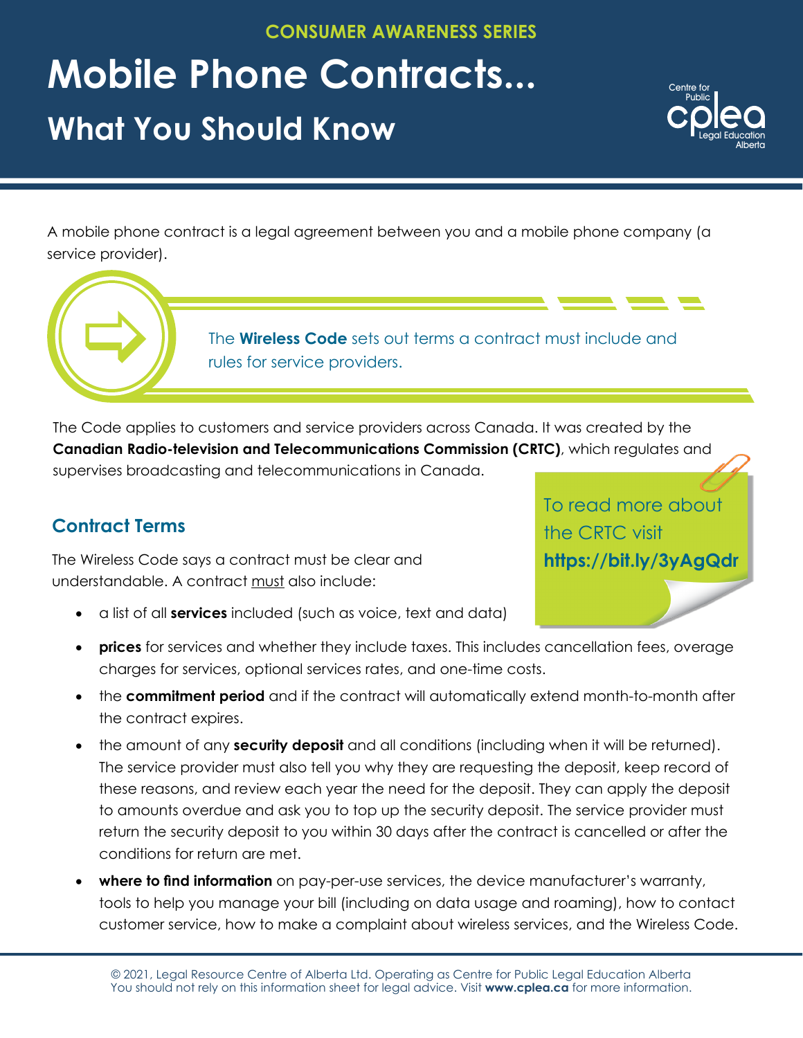CONSUMER AWARENESS SERIES

# Mobile Phone Contracts...

## What You Should Know

A mobile phone contract is a legal agreement between you and a mobile phone company (a service provider).

The **Wireless Code** sets out terms a contract must include and rules for service providers.

The Code applies to customers and service providers across Canada. It was created by the **Canadian Radio-television and Telecommunications Commission (CRTC)**, which regulates and supervises broadcasting and telecommunications in Canada.

To read more about the CRTC visit **https://bit.ly/3yAgQdr**

### Contract Terms

The Wireless Code says a contract must be clear and understandable. A contract must also include:

- a list of all **services** included (such as voice, text and data)
- **prices** for services and whether they include taxes. This includes cancellation fees, overage charges for services, optional services rates, and one-time costs.
- the **commitment period** and if the contract will automatically extend month-to-month after the contract expires.
- the amount of any **security deposit** and all conditions (including when it will be returned). The service provider must also tell you why they are requesting the deposit, keep record of these reasons, and review each year the need for the deposit. They can apply the deposit to amounts overdue and ask you to top up the security deposit. The service provider must return the security deposit to you within 30 days after the contract is cancelled or after the conditions for return are met.
- **where to find information** on pay-per-use services, the device manufacturer's warranty, tools to help you manage your bill (including on data usage and roaming), how to contact customer service, how to make a complaint about wireless services, and the Wireless Code.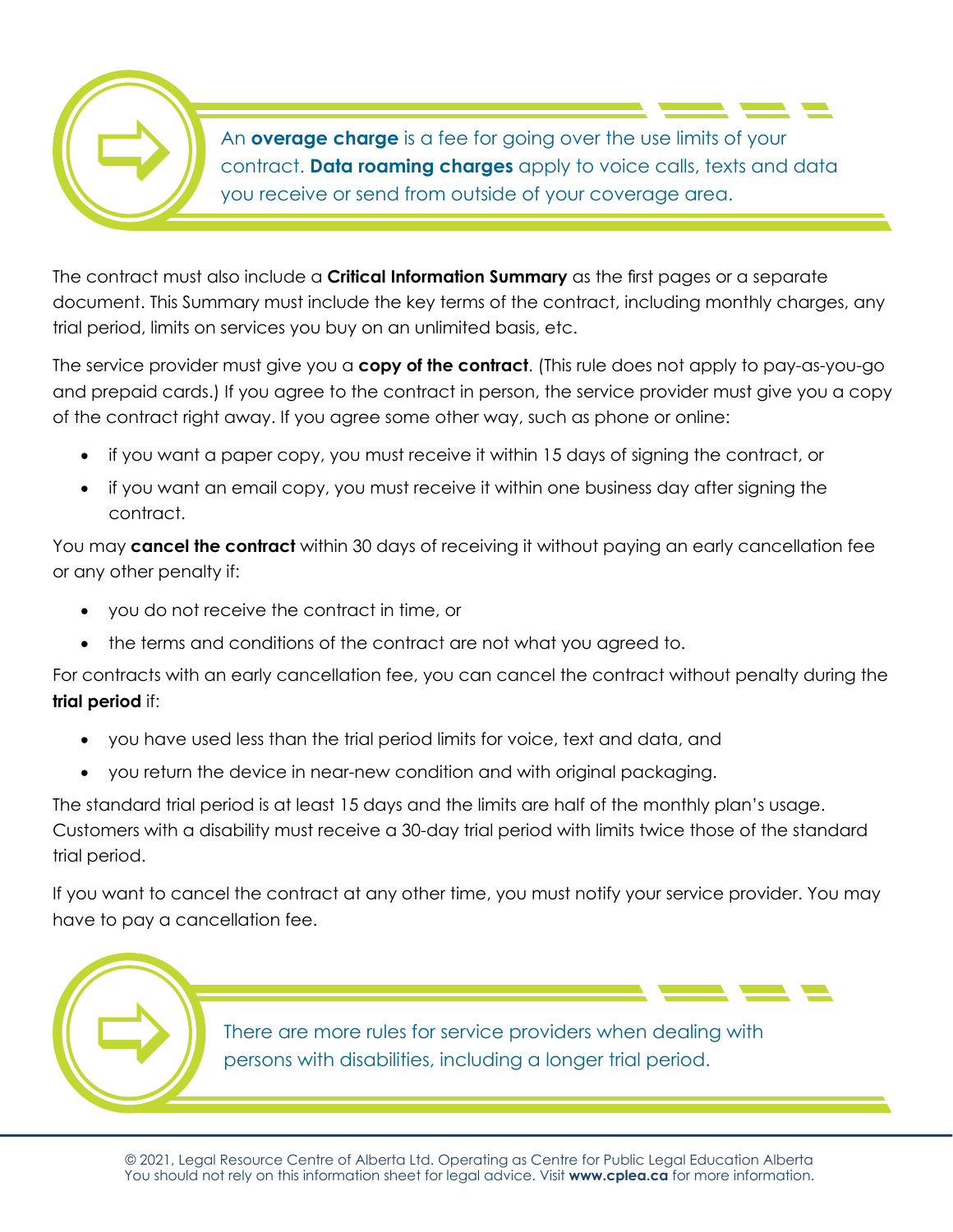An **overage charge** is a fee for going over the use limits of your contract. **Data roaming charges** apply to voice calls, texts and data you receive or send from outside of your coverage area.

The contract must also include a **Critical Information Summary** as the first pages or a separate document. This Summary must include the key terms of the contract, including monthly charges, any trial period, limits on services you buy on an unlimited basis, etc.

The service provider must give you a **copy of the contract**. (This rule does not apply to pay-as-you-go and prepaid cards.) If you agree to the contract in person, the service provider must give you a copy of the contract right away. If you agree some other way, such as phone or online:

- if you want a paper copy, you must receive it within 15 days of signing the contract, or
- if you want an email copy, you must receive it within one business day after signing the contract.

You may **cancel the contract** within 30 days of receiving it without paying an early cancellation fee or any other penalty if:

- you do not receive the contract in time, or
- the terms and conditions of the contract are not what you agreed to.

For contracts with an early cancellation fee, you can cancel the contract without penalty during the **trial period** if:

- you have used less than the trial period limits for voice, text and data, and
- you return the device in near-new condition and with original packaging.

The standard trial period is at least 15 days and the limits are half of the monthly plan's usage. Customers with a disability must receive a 30-day trial period with limits twice those of the standard trial period.

If you want to cancel the contract at any other time, you must notify your service provider. You may have to pay a cancellation fee.

There are more rules for service providers when dealing with persons with disabilities, including a longer trial period.

© 2021, Legal Resource Centre of Alberta Ltd. Operating as Centre for Public Legal Education Alberta
You should not rely on this information sheet for legal advice. Visit **www.cplea.ca** for more information.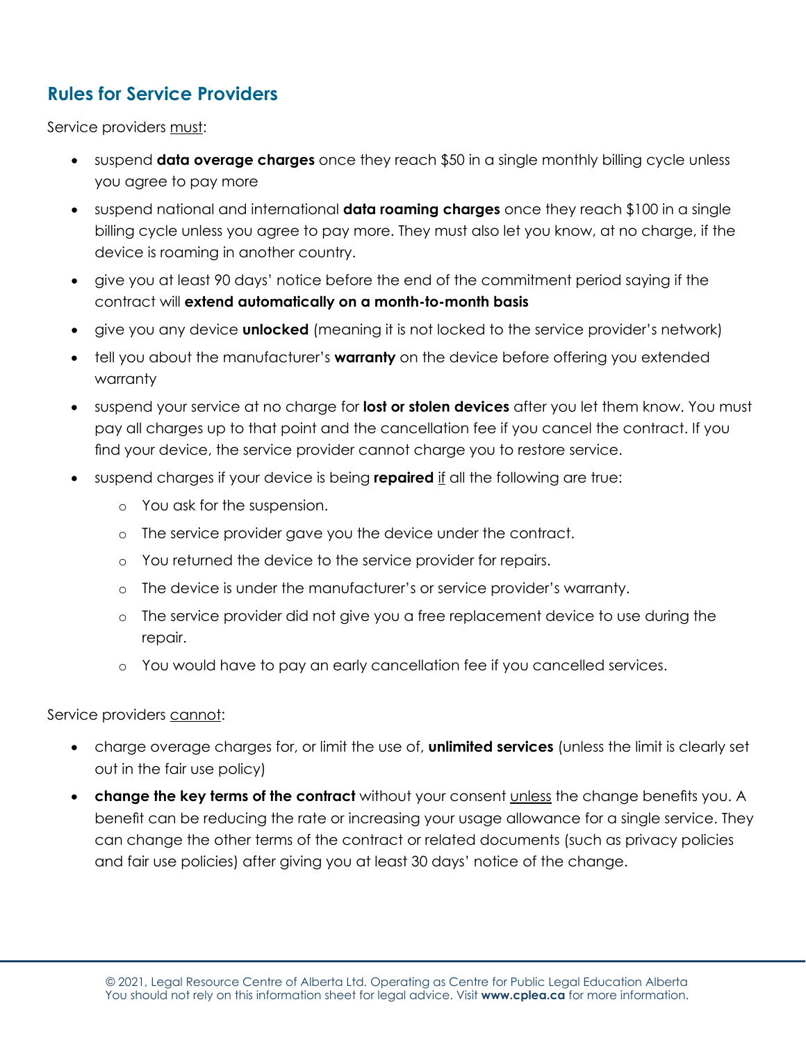## Rules for Service Providers

Service providers must:

- suspend **data overage charges** once they reach $50 in a single monthly billing cycle unless you agree to pay more
- suspend national and international **data roaming charges** once they reach $100 in a single billing cycle unless you agree to pay more. They must also let you know, at no charge, if the device is roaming in another country.
- give you at least 90 days' notice before the end of the commitment period saying if the contract will **extend automatically on a month-to-month basis**
- give you any device **unlocked** (meaning it is not locked to the service provider's network)
- tell you about the manufacturer's **warranty** on the device before offering you extended warranty
- suspend your service at no charge for **lost or stolen devices** after you let them know. You must pay all charges up to that point and the cancellation fee if you cancel the contract. If you find your device, the service provider cannot charge you to restore service.
- suspend charges if your device is being **repaired** if all the following are true:
  - You ask for the suspension.
  - The service provider gave you the device under the contract.
  - You returned the device to the service provider for repairs.
  - The device is under the manufacturer's or service provider's warranty.
  - The service provider did not give you a free replacement device to use during the repair.
  - You would have to pay an early cancellation fee if you cancelled services.

Service providers cannot:

- charge overage charges for, or limit the use of, **unlimited services** (unless the limit is clearly set out in the fair use policy)
- **change the key terms of the contract** without your consent unless the change benefits you. A benefit can be reducing the rate or increasing your usage allowance for a single service. They can change the other terms of the contract or related documents (such as privacy policies and fair use policies) after giving you at least 30 days' notice of the change.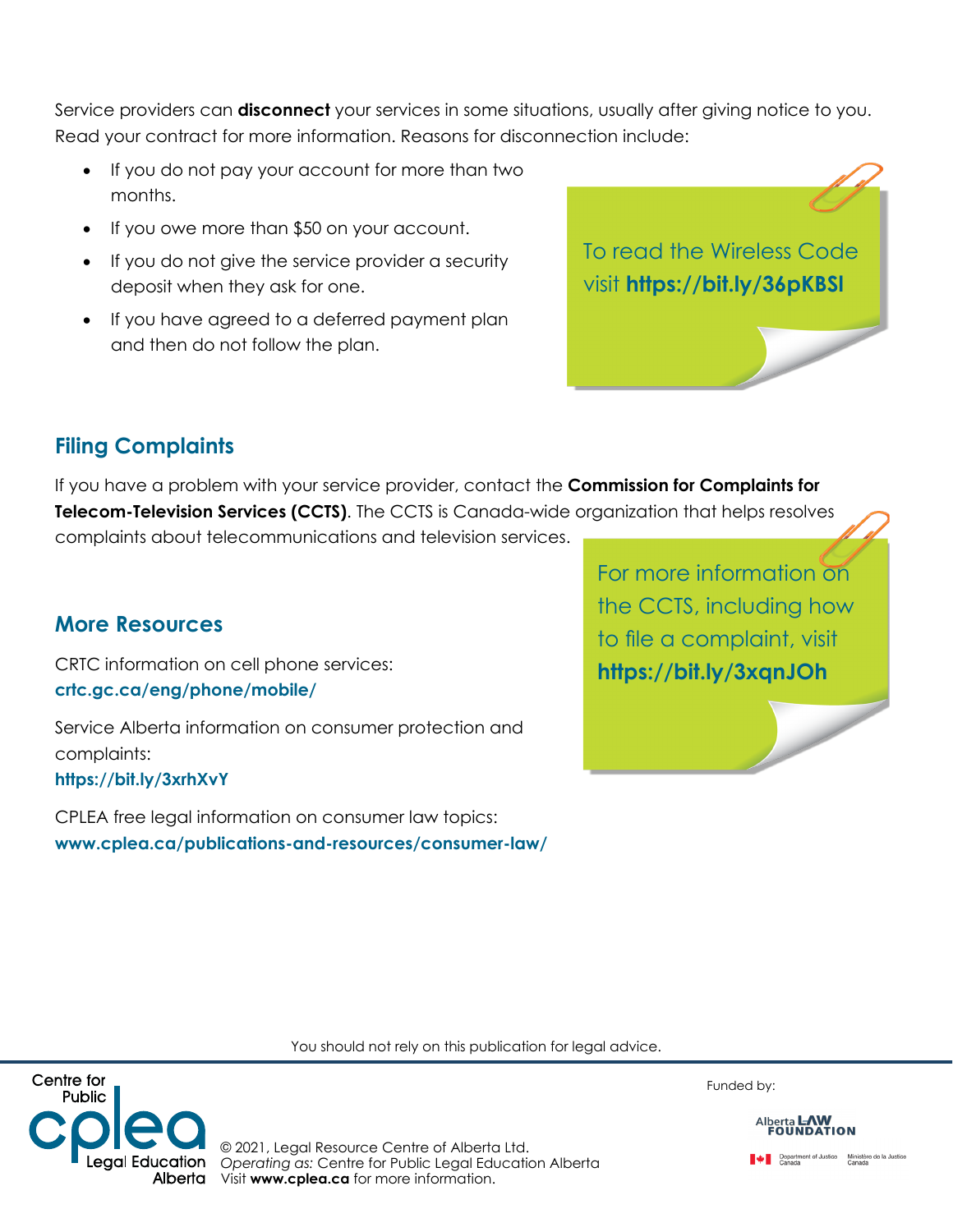Service providers can **disconnect** your services in some situations, usually after giving notice to you. Read your contract for more information. Reasons for disconnection include:

- If you do not pay your account for more than two months.
- If you owe more than $50 on your account.
- If you do not give the service provider a security deposit when they ask for one.
- If you have agreed to a deferred payment plan and then do not follow the plan.

To read the Wireless Code visit **https://bit.ly/36pKBSl**

## Filing Complaints

If you have a problem with your service provider, contact the **Commission for Complaints for Telecom-Television Services (CCTS)**. The CCTS is Canada-wide organization that helps resolves complaints about telecommunications and television services.

For more information on the CCTS, including how to file a complaint, visit **https://bit.ly/3xqnJOh**

## More Resources

CRTC information on cell phone services:
**crtc.gc.ca/eng/phone/mobile/**

Service Alberta information on consumer protection and complaints:
**https://bit.ly/3xrhXvY**

CPLEA free legal information on consumer law topics:
**www.cplea.ca/publications-and-resources/consumer-law/**

You should not rely on this publication for legal advice.

Centre for Public Legal Education Alberta

© 2021, Legal Resource Centre of Alberta Ltd.
*Operating as:* Centre for Public Legal Education Alberta
Visit **www.cplea.ca** for more information.

Funded by:

Alberta Law Foundation

Department of Justice Canada / Ministère de la Justice Canada